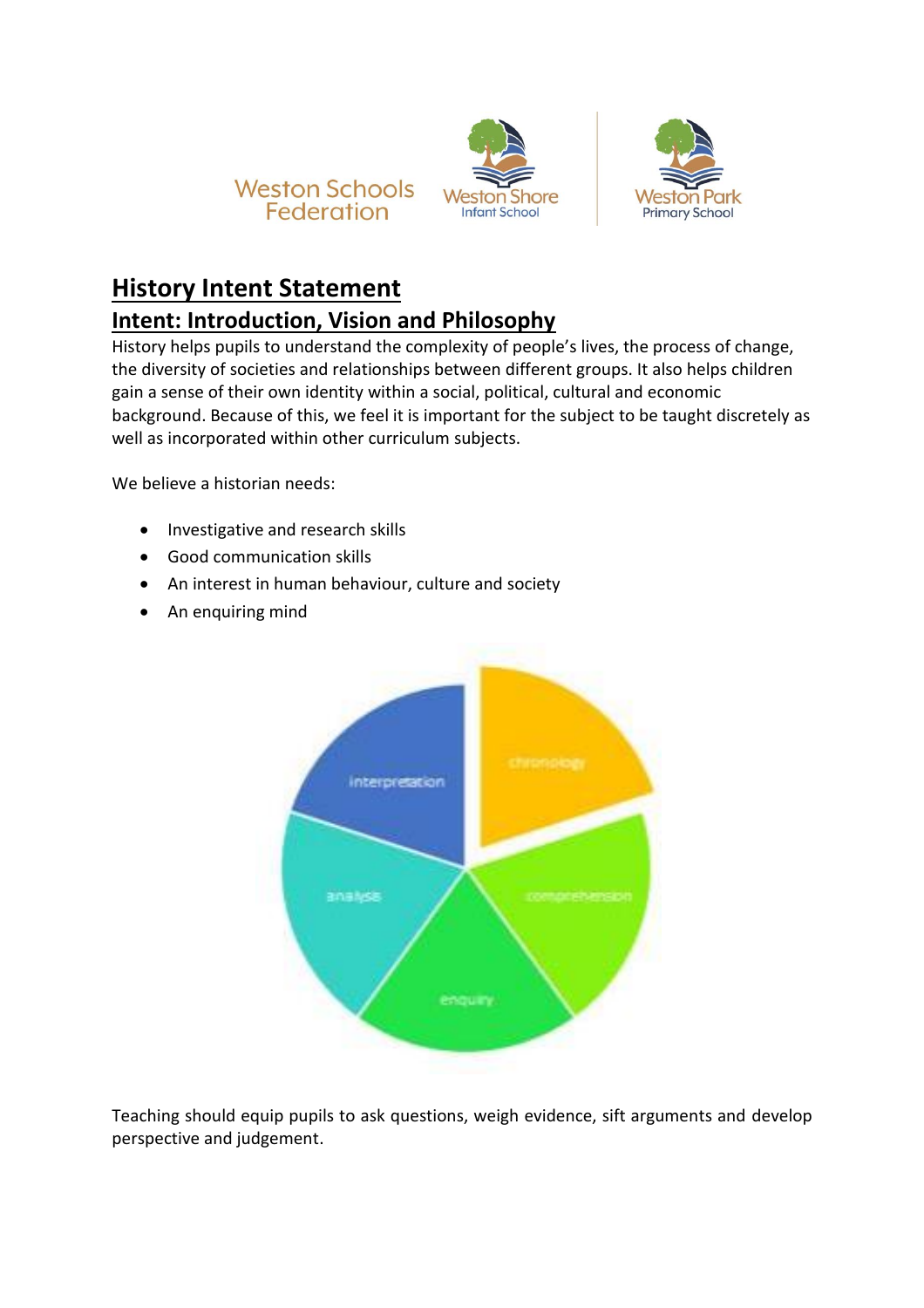Weston Schools Federation

Weston Shore Infant School

Weston Park Primary School

# History Intent Statement

## Intent: Introduction, Vision and Philosophy

History helps pupils to understand the complexity of people's lives, the process of change, the diversity of societies and relationships between different groups. It also helps children gain a sense of their own identity within a social, political, cultural and economic background. Because of this, we feel it is important for the subject to be taught discretely as well as incorporated within other curriculum subjects.

We believe a historian needs:

- Investigative and research skills
- Good communication skills
- An interest in human behaviour, culture and society
- An enquiring mind

chronology

comprehension

enquiry

analysis

interpretation

Teaching should equip pupils to ask questions, weigh evidence, sift arguments and develop perspective and judgement.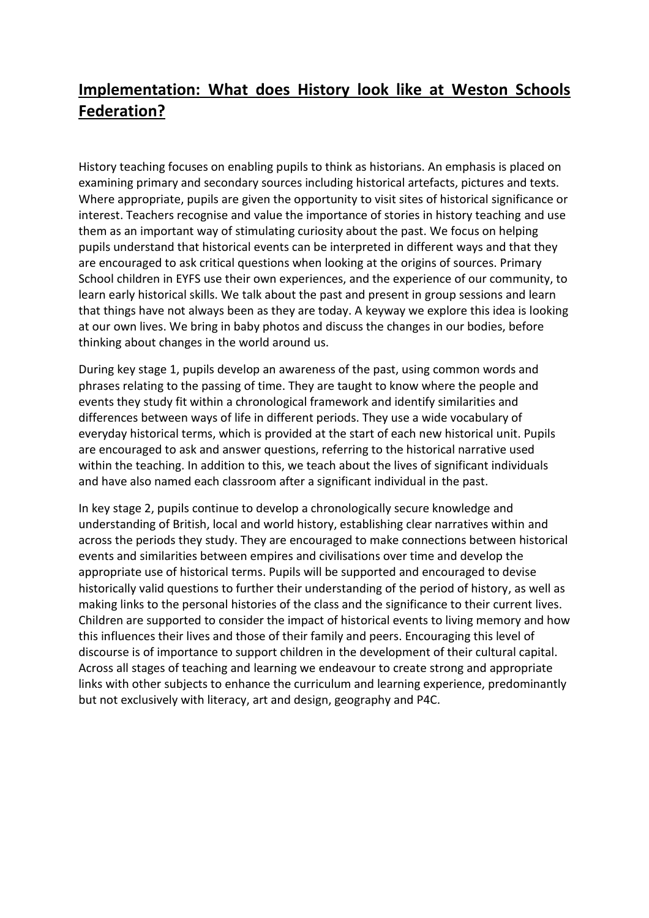## Implementation: What does History look like at Weston Schools Federation?

History teaching focuses on enabling pupils to think as historians. An emphasis is placed on examining primary and secondary sources including historical artefacts, pictures and texts. Where appropriate, pupils are given the opportunity to visit sites of historical significance or interest. Teachers recognise and value the importance of stories in history teaching and use them as an important way of stimulating curiosity about the past. We focus on helping pupils understand that historical events can be interpreted in different ways and that they are encouraged to ask critical questions when looking at the origins of sources. Primary School children in EYFS use their own experiences, and the experience of our community, to learn early historical skills. We talk about the past and present in group sessions and learn that things have not always been as they are today. A keyway we explore this idea is looking at our own lives. We bring in baby photos and discuss the changes in our bodies, before thinking about changes in the world around us.

During key stage 1, pupils develop an awareness of the past, using common words and phrases relating to the passing of time. They are taught to know where the people and events they study fit within a chronological framework and identify similarities and differences between ways of life in different periods. They use a wide vocabulary of everyday historical terms, which is provided at the start of each new historical unit. Pupils are encouraged to ask and answer questions, referring to the historical narrative used within the teaching. In addition to this, we teach about the lives of significant individuals and have also named each classroom after a significant individual in the past.

In key stage 2, pupils continue to develop a chronologically secure knowledge and understanding of British, local and world history, establishing clear narratives within and across the periods they study. They are encouraged to make connections between historical events and similarities between empires and civilisations over time and develop the appropriate use of historical terms. Pupils will be supported and encouraged to devise historically valid questions to further their understanding of the period of history, as well as making links to the personal histories of the class and the significance to their current lives. Children are supported to consider the impact of historical events to living memory and how this influences their lives and those of their family and peers. Encouraging this level of discourse is of importance to support children in the development of their cultural capital. Across all stages of teaching and learning we endeavour to create strong and appropriate links with other subjects to enhance the curriculum and learning experience, predominantly but not exclusively with literacy, art and design, geography and P4C.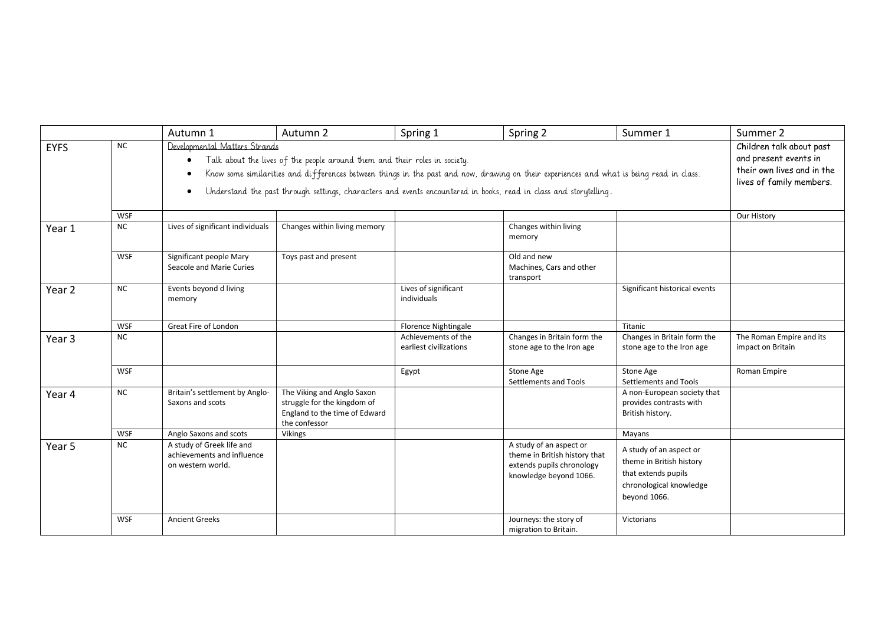| | | Autumn 1 | Autumn 2 | Spring 1 | Spring 2 | Summer 1 | Summer 2 |
|---|---|---|---|---|---|---|---|
| EYFS | NC | Developmental Matters Strands<br>• Talk about the lives of the people around them and their roles in society.<br>• Know some similarities and differences between things in the past and now, drawing on their experiences and what is being read in class.<br>• Understand the past through settings, characters and events encountered in books, read in class and storytelling. | | | | | Children talk about past and present events in their own lives and in the lives of family members. |
| | WSF | | | | | | Our History |
| Year 1 | NC | Lives of significant individuals | Changes within living memory | | Changes within living memory | | |
| | WSF | Significant people Mary Seacole and Marie Curies | Toys past and present | | Old and new Machines, Cars and other transport | | |
| Year 2 | NC | Events beyond d living memory | | Lives of significant individuals | | Significant historical events | |
| | WSF | Great Fire of London | | Florence Nightingale | | Titanic | |
| Year 3 | NC | | | Achievements of the earliest civilizations | Changes in Britain form the stone age to the Iron age | Changes in Britain form the stone age to the Iron age | The Roman Empire and its impact on Britain |
| | WSF | | | Egypt | Stone Age Settlements and Tools | Stone Age Settlements and Tools | Roman Empire |
| Year 4 | NC | Britain's settlement by Anglo-Saxons and scots | The Viking and Anglo Saxon struggle for the kingdom of England to the time of Edward the confessor | | | A non-European society that provides contrasts with British history. | |
| | WSF | Anglo Saxons and scots | Vikings | | | Mayans | |
| Year 5 | NC | A study of Greek life and achievements and influence on western world. | | | A study of an aspect or theme in British history that extends pupils chronology knowledge beyond 1066. | A study of an aspect or theme in British history that extends pupils chronological knowledge beyond 1066. | |
| | WSF | Ancient Greeks | | | Journeys: the story of migration to Britain. | Victorians | |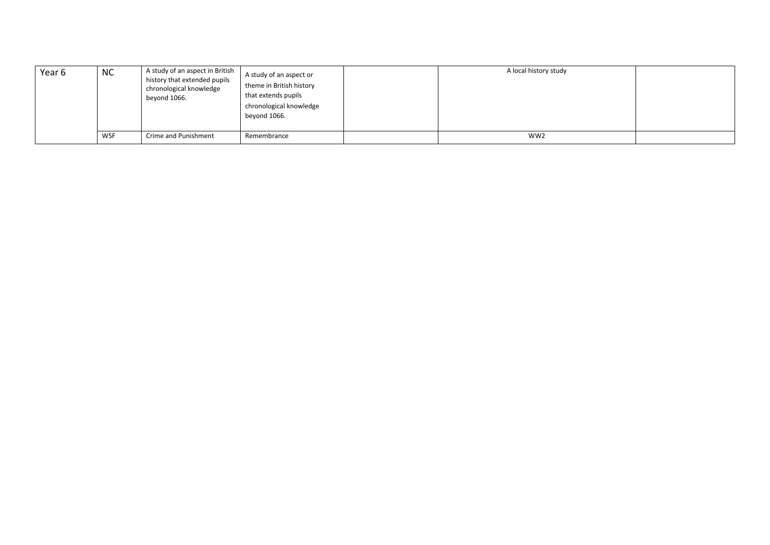| Year 6 | NC | A study of an aspect in British history that extended pupils chronological knowledge beyond 1066. | A study of an aspect or theme in British history that extends pupils chronological knowledge beyond 1066. | | A local history study | |
|---|---|---|---|---|---|---|
| | WSF | Crime and Punishment | Remembrance | | WW2 | |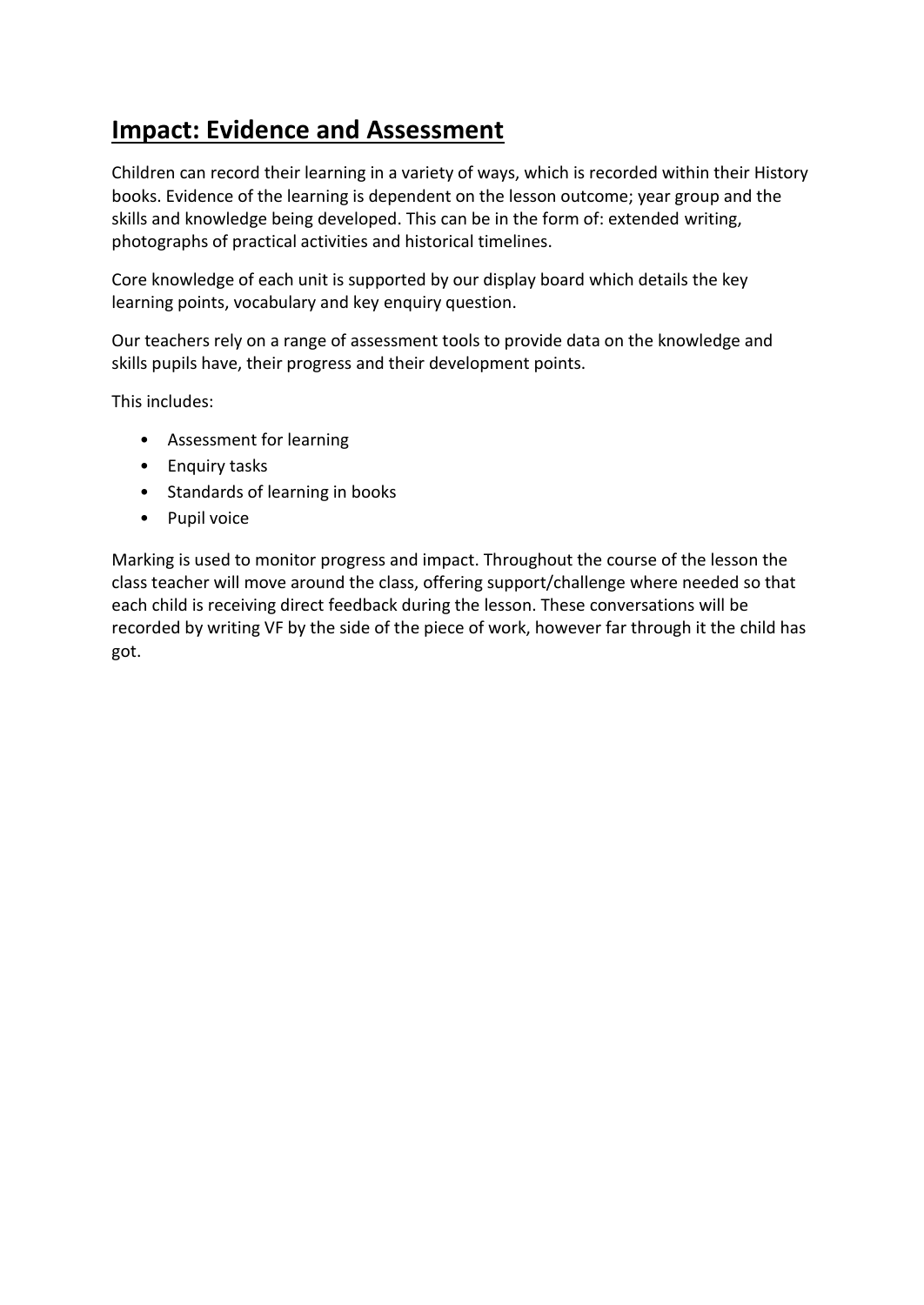## Impact: Evidence and Assessment

Children can record their learning in a variety of ways, which is recorded within their History books. Evidence of the learning is dependent on the lesson outcome; year group and the skills and knowledge being developed. This can be in the form of: extended writing, photographs of practical activities and historical timelines.

Core knowledge of each unit is supported by our display board which details the key learning points, vocabulary and key enquiry question.

Our teachers rely on a range of assessment tools to provide data on the knowledge and skills pupils have, their progress and their development points.

This includes:

- Assessment for learning
- Enquiry tasks
- Standards of learning in books
- Pupil voice

Marking is used to monitor progress and impact. Throughout the course of the lesson the class teacher will move around the class, offering support/challenge where needed so that each child is receiving direct feedback during the lesson. These conversations will be recorded by writing VF by the side of the piece of work, however far through it the child has got.